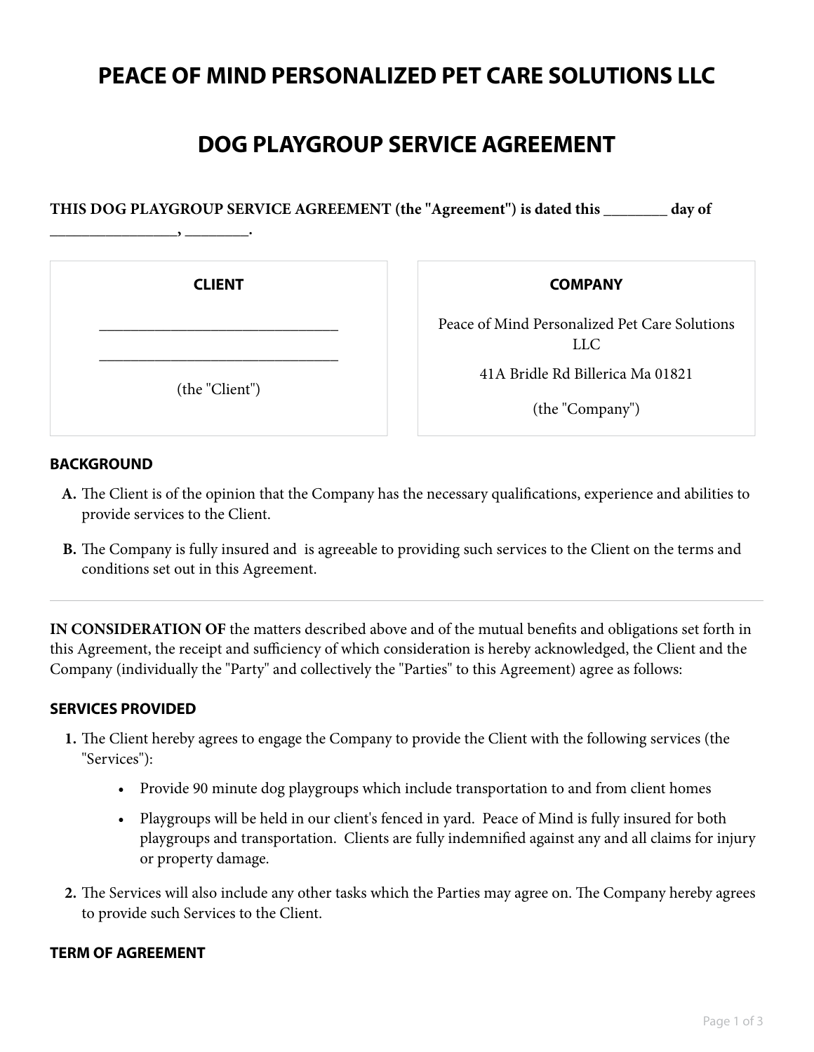# PEACE OF MIND PERSONALIZED PET CARE SOLUTIONS LLC

# DOG PLAYGROUP SERVICE AGREEMENT

**THIS DOG PLAYGROUP SERVICE AGREEMENT (the "Agreement") is dated this ________ day of ________________, ________.**

| CLIENT | COMPANY |
| --- | --- |
| ______________________________ | Peace of Mind Personalized Pet Care Solutions LLC |
| ______________________________ | 41A Bridle Rd Billerica Ma 01821 |
| (the "Client") | (the "Company") |

### BACKGROUND

**A.** The Client is of the opinion that the Company has the necessary qualifications, experience and abilities to provide services to the Client.

**B.** The Company is fully insured and is agreeable to providing such services to the Client on the terms and conditions set out in this Agreement.

---

**IN CONSIDERATION OF** the matters described above and of the mutual benefits and obligations set forth in this Agreement, the receipt and sufficiency of which consideration is hereby acknowledged, the Client and the Company (individually the "Party" and collectively the "Parties" to this Agreement) agree as follows:

### SERVICES PROVIDED

1. The Client hereby agrees to engage the Company to provide the Client with the following services (the "Services"):
   - Provide 90 minute dog playgroups which include transportation to and from client homes
   - Playgroups will be held in our client's fenced in yard. Peace of Mind is fully insured for both playgroups and transportation. Clients are fully indemnified against any and all claims for injury or property damage.
2. The Services will also include any other tasks which the Parties may agree on. The Company hereby agrees to provide such Services to the Client.

### TERM OF AGREEMENT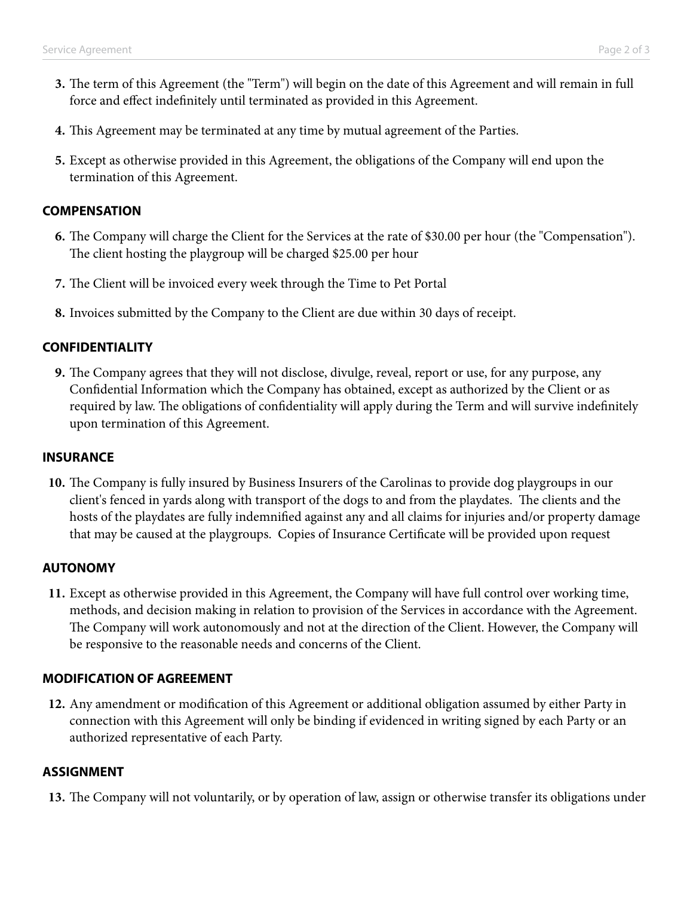3. The term of this Agreement (the "Term") will begin on the date of this Agreement and will remain in full force and effect indefinitely until terminated as provided in this Agreement.

4. This Agreement may be terminated at any time by mutual agreement of the Parties.

5. Except as otherwise provided in this Agreement, the obligations of the Company will end upon the termination of this Agreement.

### COMPENSATION

6. The Company will charge the Client for the Services at the rate of $30.00 per hour (the "Compensation"). The client hosting the playgroup will be charged $25.00 per hour

7. The Client will be invoiced every week through the Time to Pet Portal

8. Invoices submitted by the Company to the Client are due within 30 days of receipt.

### CONFIDENTIALITY

9. The Company agrees that they will not disclose, divulge, reveal, report or use, for any purpose, any Confidential Information which the Company has obtained, except as authorized by the Client or as required by law. The obligations of confidentiality will apply during the Term and will survive indefinitely upon termination of this Agreement.

### INSURANCE

10. The Company is fully insured by Business Insurers of the Carolinas to provide dog playgroups in our client's fenced in yards along with transport of the dogs to and from the playdates. The clients and the hosts of the playdates are fully indemnified against any and all claims for injuries and/or property damage that may be caused at the playgroups. Copies of Insurance Certificate will be provided upon request

### AUTONOMY

11. Except as otherwise provided in this Agreement, the Company will have full control over working time, methods, and decision making in relation to provision of the Services in accordance with the Agreement. The Company will work autonomously and not at the direction of the Client. However, the Company will be responsive to the reasonable needs and concerns of the Client.

### MODIFICATION OF AGREEMENT

12. Any amendment or modification of this Agreement or additional obligation assumed by either Party in connection with this Agreement will only be binding if evidenced in writing signed by each Party or an authorized representative of each Party.

### ASSIGNMENT

13. The Company will not voluntarily, or by operation of law, assign or otherwise transfer its obligations under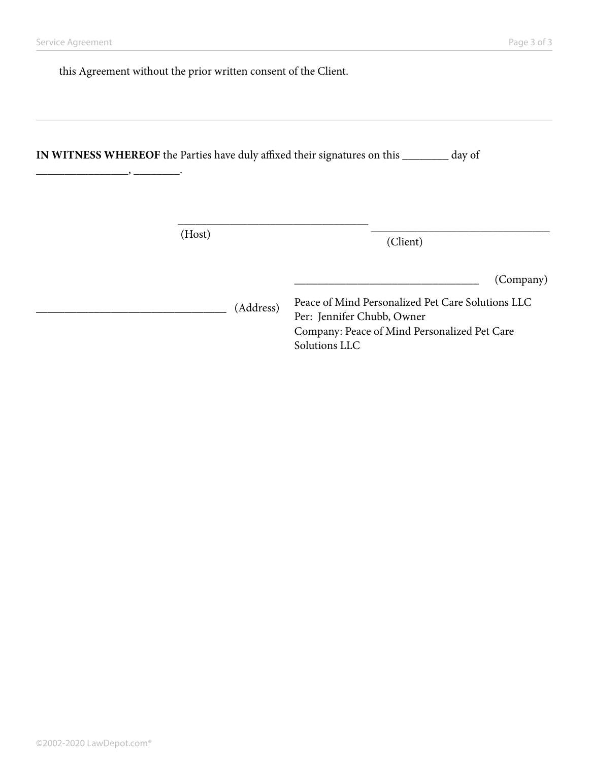this Agreement without the prior written consent of the Client.

---

**IN WITNESS WHEREOF** the Parties have duly affixed their signatures on this ________ day of ________________, ________.

_________________________________ (Host)

_________________________________ (Client)

_________________________________ (Company)

Peace of Mind Personalized Pet Care Solutions LLC
Per: Jennifer Chubb, Owner
Company: Peace of Mind Personalized Pet Care Solutions LLC

_________________________________ (Address)